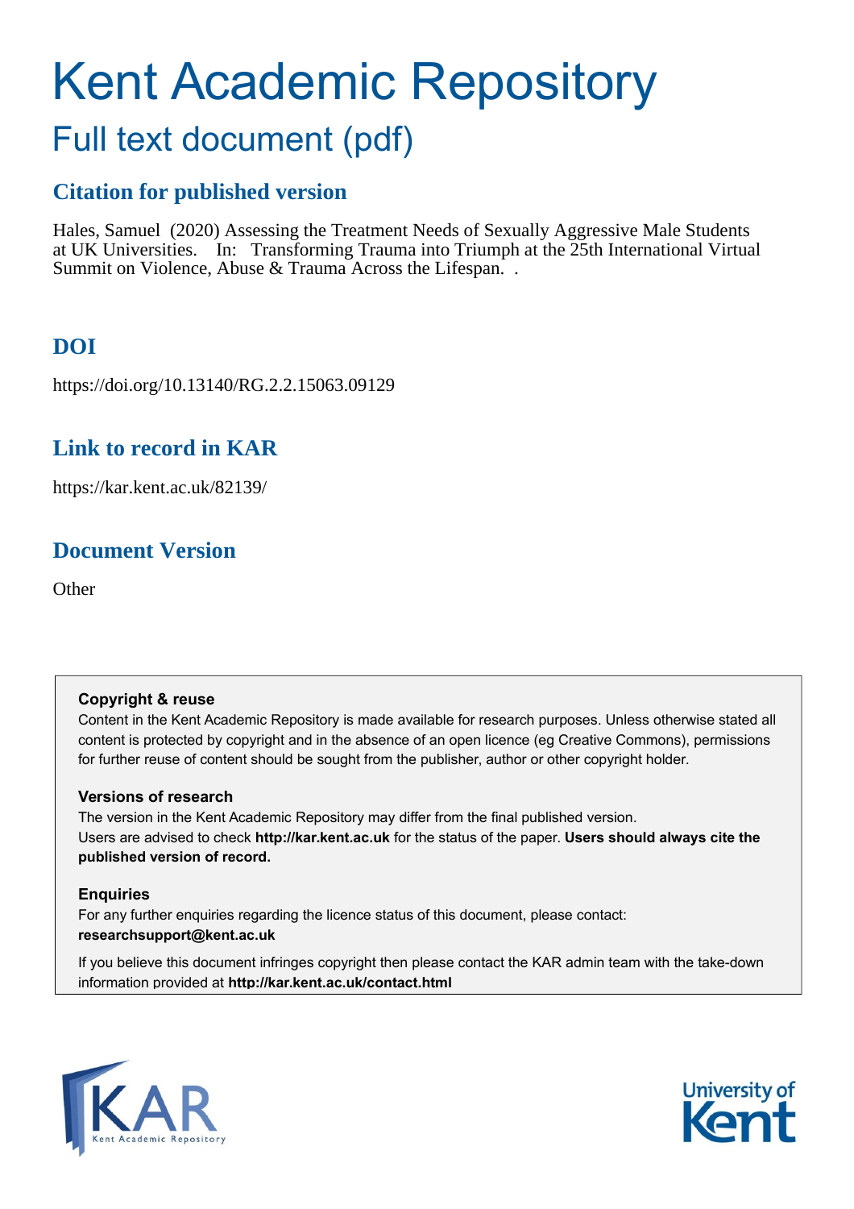# Kent Academic Repository

## Full text document (pdf)

### Citation for published version

Hales, Samuel (2020) Assessing the Treatment Needs of Sexually Aggressive Male Students at UK Universities. In: Transforming Trauma into Triumph at the 25th International Virtual Summit on Violence, Abuse & Trauma Across the Lifespan. .

### DOI

https://doi.org/10.13140/RG.2.2.15063.09129

### Link to record in KAR

https://kar.kent.ac.uk/82139/

### Document Version

Other

**Copyright & reuse**

Content in the Kent Academic Repository is made available for research purposes. Unless otherwise stated all content is protected by copyright and in the absence of an open licence (eg Creative Commons), permissions for further reuse of content should be sought from the publisher, author or other copyright holder.

**Versions of research**

The version in the Kent Academic Repository may differ from the final published version. Users are advised to check **http://kar.kent.ac.uk** for the status of the paper. **Users should always cite the published version of record.**

**Enquiries**

For any further enquiries regarding the licence status of this document, please contact: **researchsupport@kent.ac.uk**

If you believe this document infringes copyright then please contact the KAR admin team with the take-down information provided at **http://kar.kent.ac.uk/contact.html**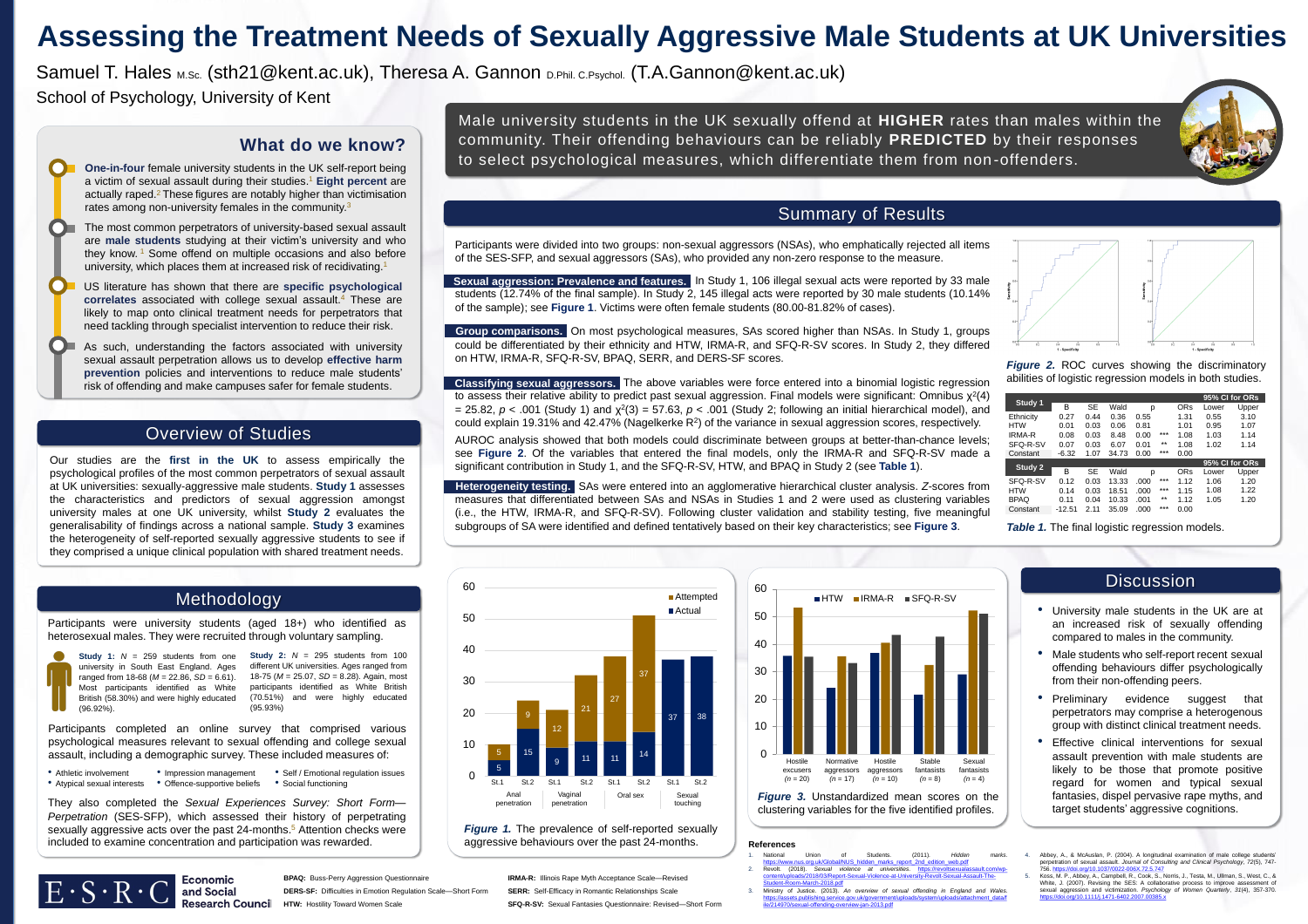# Assessing the Treatment Needs of Sexually Aggressive Male Students at UK Universities

Samuel T. Hales M.Sc. (sth21@kent.ac.uk), Theresa A. Gannon D.Phil. C.Psychol. (T.A.Gannon@kent.ac.uk)

School of Psychology, University of Kent

Male university students in the UK sexually offend at **HIGHER** rates than males within the community. Their offending behaviours can be reliably **PREDICTED** by their responses to select psychological measures, which differentiate them from non-offenders.

## What do we know?

**One-in-four** female university students in the UK self-report being a victim of sexual assault during their studies.[1] **Eight percent** are actually raped.[2] These figures are notably higher than victimisation rates among non-university females in the community.[3]

The most common perpetrators of university-based sexual assault are **male students** studying at their victim's university and who they know.[1] Some offend on multiple occasions and also before university, which places them at increased risk of recidivating.[1]

US literature has shown that there are **specific psychological correlates** associated with college sexual assault.[4] These are likely to map onto clinical treatment needs for perpetrators that need tackling through specialist intervention to reduce their risk.

As such, understanding the factors associated with university sexual assault perpetration allows us to develop **effective harm prevention** policies and interventions to reduce male students' risk of offending and make campuses safer for female students.

## Overview of Studies

Our studies are the **first in the UK** to assess empirically the psychological profiles of the most common perpetrators of sexual assault at UK universities: sexually-aggressive male students. **Study 1** assesses the characteristics and predictors of sexual aggression amongst university males at one UK university, whilst **Study 2** evaluates the generalisability of findings across a national sample. **Study 3** examines the heterogeneity of self-reported sexually aggressive students to see if they comprised a unique clinical population with shared treatment needs.

## Methodology

Participants were university students (aged 18+) who identified as heterosexual males. They were recruited through voluntary sampling.

**Study 1:** *N* = 259 students from one university in South East England. Ages ranged from 18-68 (*M* = 22.86, *SD* = 6.61). Most participants identified as White British (58.30%) and were highly educated (96.92%).

**Study 2:** *N* = 295 students from 100 different UK universities. Ages ranged from 18-75 (*M* = 25.07, *SD* = 8.28). Again, most participants identified as White British (70.51%) and were highly educated (95.93%)

Participants completed an online survey that comprised various psychological measures relevant to sexual offending and college sexual assault, including a demographic survey. These included measures of:

- Athletic involvement
- Atypical sexual interests
- Impression management
- Offence-supportive beliefs
- Self / Emotional regulation issues
- Social functioning

They also completed the *Sexual Experiences Survey: Short Form—Perpetration* (SES-SFP), which assessed their history of perpetrating sexually aggressive acts over the past 24-months.[5] Attention checks were included to examine concentration and participation was rewarded.

## Summary of Results

Participants were divided into two groups: non-sexual aggressors (NSAs), who emphatically rejected all items of the SES-SFP, and sexual aggressors (SAs), who provided any non-zero response to the measure.

**Sexual aggression: Prevalence and features.** In Study 1, 106 illegal sexual acts were reported by 33 male students (12.74% of the final sample). In Study 2, 145 illegal acts were reported by 30 male students (10.14% of the sample); see **Figure 1**. Victims were often female students (80.00-81.82% of cases).

**Group comparisons.** On most psychological measures, SAs scored higher than NSAs. In Study 1, groups could be differentiated by their ethnicity and HTW, IRMA-R, and SFQ-R-SV scores. In Study 2, they differed on HTW, IRMA-R, SFQ-R-SV, BPAQ, SERR, and DERS-SF scores.

**Classifying sexual aggressors.** The above variables were force entered into a binomial logistic regression to assess their relative ability to predict past sexual aggression. Final models were significant: Omnibus $\chi^2(4) = 25.82$, $p < .001$ (Study 1) and $\chi^2(3) = 57.63$, $p < .001$ (Study 2; following an initial hierarchical model), and could explain 19.31% and 42.47% (Nagelkerke $R^2$) of the variance in sexual aggression scores, respectively.

AUROC analysis showed that both models could discriminate between groups at better-than-chance levels; see **Figure 2**. Of the variables that entered the final models, only the IRMA-R and SFQ-R-SV made a significant contribution in Study 1, and the SFQ-R-SV, HTW, and BPAQ in Study 2 (see **Table 1**).

**Heterogeneity testing.** SAs were entered into an agglomerative hierarchical cluster analysis. *Z*-scores from measures that differentiated between SAs and NSAs in Studies 1 and 2 were used as clustering variables (i.e., the HTW, IRMA-R, and SFQ-R-SV). Following cluster validation and stability testing, five meaningful subgroups of SA were identified and defined tentatively based on their key characteristics; see **Figure 3**.

Sensitivity
1 - Specificity

***Figure 2.*** ROC curves showing the discriminatory abilities of logistic regression models in both studies.

| Study 1 | B | SE | Wald | p | | ORs | 95% CI for ORs Lower | Upper |
|---|---|---|---|---|---|---|---|---|
| Ethnicity | 0.27 | 0.44 | 0.36 | 0.55 | | 1.31 | 0.55 | 3.10 |
| HTW | 0.01 | 0.03 | 0.06 | 0.81 | | 1.01 | 0.95 | 1.07 |
| IRMA-R | 0.08 | 0.03 | 8.48 | 0.00 | *** | 1.08 | 1.03 | 1.14 |
| SFQ-R-SV | 0.07 | 0.03 | 6.07 | 0.01 | ** | 1.08 | 1.02 | 1.14 |
| Constant | -6.32 | 1.07 | 34.73 | 0.00 | *** | 0.00 | | |
| **Study 2** | **B** | **SE** | **Wald** | **p** | | **ORs** | **Lower** | **Upper** |
| SFQ-R-SV | 0.12 | 0.03 | 13.33 | .000 | *** | 1.12 | 1.06 | 1.20 |
| HTW | 0.14 | 0.03 | 18.51 | .000 | *** | 1.15 | 1.08 | 1.22 |
| BPAQ | 0.11 | 0.04 | 10.33 | .001 | ** | 1.12 | 1.05 | 1.20 |
| Constant | -12.51 | 2.11 | 35.09 | .000 | *** | 0.00 | | |

***Table 1.*** The final logistic regression models.

60
50
40
30
20
10
0
Attempted
Actual
5 5
15 9
9 12
11 21
11 27
14 37
37
38
St.1 St.2 St.1 St.2 St.1 St.2 St.1 St.2
Anal penetration
Vaginal penetration
Oral sex
Sexual touching

***Figure 1.*** The prevalence of self-reported sexually aggressive behaviours over the past 24-months.

60
50
40
30
20
10
0
HTW
IRMA-R
SFQ-R-SV
Hostile excusers (*n* = 20)
Normative aggressors (*n* = 17)
Hostile aggressors (*n* = 10)
Stable fantasists (*n* = 8)
Sexual fantasists (*n* = 4)

***Figure 3.*** Unstandardized mean scores on the clustering variables for the five identified profiles.

## Discussion

- University male students in the UK are at an increased risk of sexually offending compared to males in the community.
- Male students who self-report recent sexual offending behaviours differ psychologically from their non-offending peers.
- Preliminary evidence suggest that perpetrators may comprise a heterogenous group with distinct clinical treatment needs.
- Effective clinical interventions for sexual assault prevention with male students are likely to be those that promote positive regard for women and typical sexual fantasies, dispel pervasive rape myths, and target students' aggressive cognitions.

### References

1. National Union of Students. (2011). *Hidden marks.* https://www.nus.org.uk/Global/NUS_hidden_marks_report_2nd_edition_web.pdf
2. Revolt. (2018). *Sexual violence at universities.* https://revoltsexualassault.com/wp-content/uploads/2018/03/Report-Sexual-Violence-at-University-Revolt-Sexual-Assault-The-Student-Room-March-2018.pdf
3. Ministry of Justice. (2013). *An overview of sexual offending in England and Wales.* https://assets.publishing.service.gov.uk/government/uploads/system/uploads/attachment_data/file/214970/sexual-offending-overview-jan-2013.pdf
4. Abbey, A., & McAuslan, P. (2004). A longitudinal examination of male college students' perpetration of sexual assault. *Journal of Consulting and Clinical Psychology*, 72(5), 747-756. https://doi.org/10.1037/0022-006X.72.5.747
5. Koss, M. P., Abbey, A., Campbell, R., Cook, S., Norris, J., Testa, M., Ullman, S., West, C., & White, J. (2007). Revising the SES: A collaborative process to improve assessment of sexual aggression and victimization. *Psychology of Women Quarterly*, 31(4), 357-370. https://doi.org/10.1111/j.1471-6402.2007.00385.x

Economic and Social Research Council

**BPAQ:** Buss-Perry Aggression Questionnaire
**DERS-SF:** Difficulties in Emotion Regulation Scale—Short Form
**HTW:** Hostility Toward Women Scale
**IRMA-R:** Illinois Rape Myth Acceptance Scale—Revised
**SERR:** Self-Efficacy in Romantic Relationships Scale
**SFQ-R-SV:** Sexual Fantasies Questionnaire: Revised—Short Form